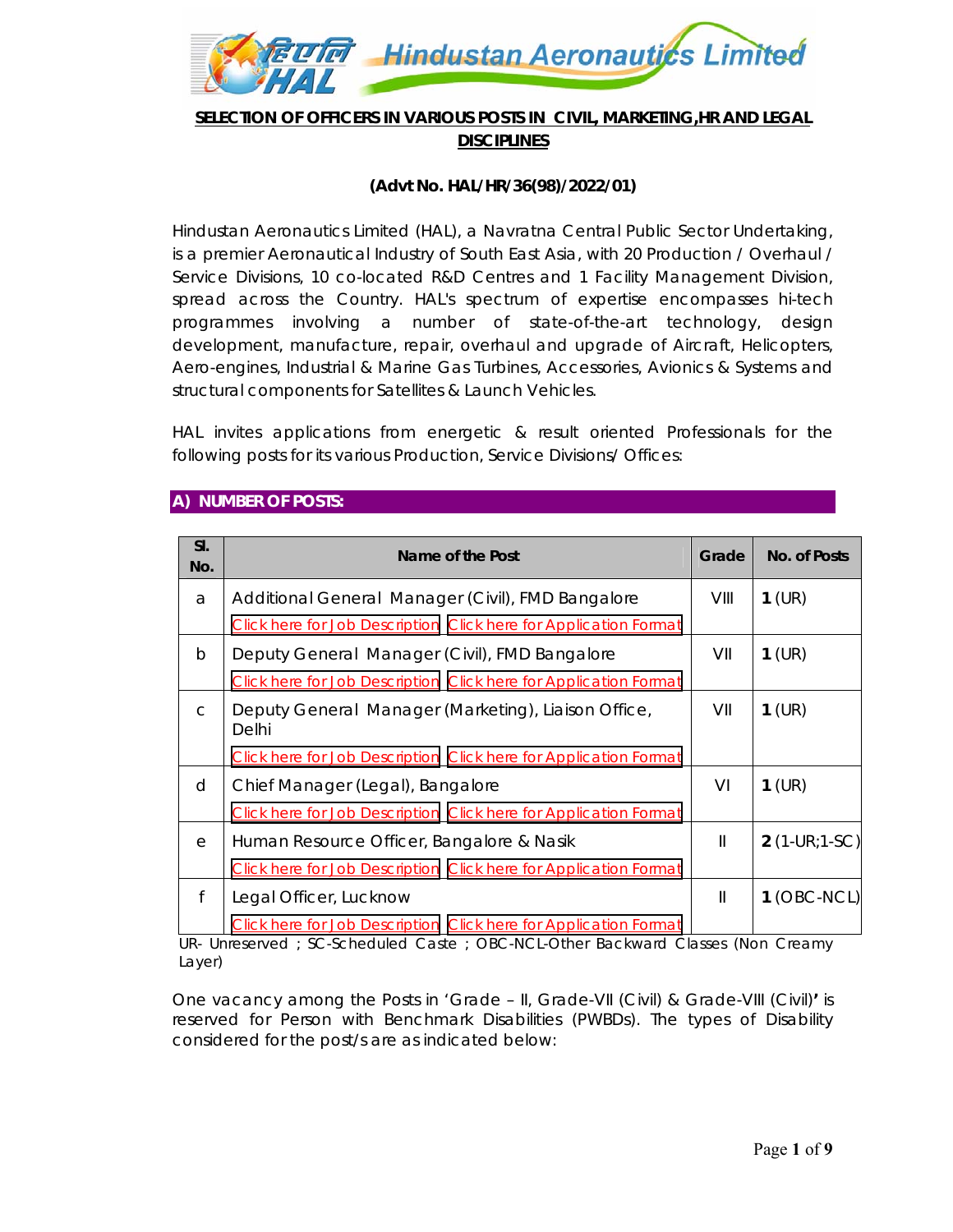# SELECTION OF OFFICERS IN VARIOUS POSTS IN CIVIL, MARKETING, HR AND LEGAL DISCIPLINES

**(Advt No. HAL/HR/36(98)/2022/01)**

Hindustan Aeronautics Limited (HAL), a Navratna Central Public Sector Undertaking, is a premier Aeronautical Industry of South East Asia, with 20 Production / Overhaul / Service Divisions, 10 co-located R&D Centres and 1 Facility Management Division, spread across the Country. HAL's spectrum of expertise encompasses hi-tech programmes involving a number of state-of-the-art technology, design development, manufacture, repair, overhaul and upgrade of Aircraft, Helicopters, Aero-engines, Industrial & Marine Gas Turbines, Accessories, Avionics & Systems and structural components for Satellites & Launch Vehicles.

HAL invites applications from energetic & result oriented Professionals for the following posts for its various Production, Service Divisions/ Offices:

## A) NUMBER OF POSTS:

| Sl. No. | Name of the Post | Grade | No. of Posts |
|---|---|---|---|
| a | Additional General Manager (Civil), FMD Bangalore<br>Click here for Job Description Click here for Application Format | VIII | **1** (UR) |
| b | Deputy General Manager (Civil), FMD Bangalore<br>Click here for Job Description Click here for Application Format | VII | **1** (UR) |
| c | Deputy General Manager (Marketing), Liaison Office, Delhi<br>Click here for Job Description Click here for Application Format | VII | **1** (UR) |
| d | Chief Manager (Legal), Bangalore<br>Click here for Job Description Click here for Application Format | VI | **1** (UR) |
| e | Human Resource Officer, Bangalore & Nasik<br>Click here for Job Description Click here for Application Format | II | **2** (1-UR;1-SC) |
| f | Legal Officer, Lucknow<br>Click here for Job Description Click here for Application Format | II | **1** (OBC-NCL) |

UR- Unreserved ; SC-Scheduled Caste ; OBC-NCL-Other Backward Classes (Non Creamy Layer)

One vacancy among the Posts in 'Grade – II, Grade-VII (Civil) & Grade-VIII (Civil)**'** is reserved for Person with Benchmark Disabilities (PWBDs). The types of Disability considered for the post/s are as indicated below: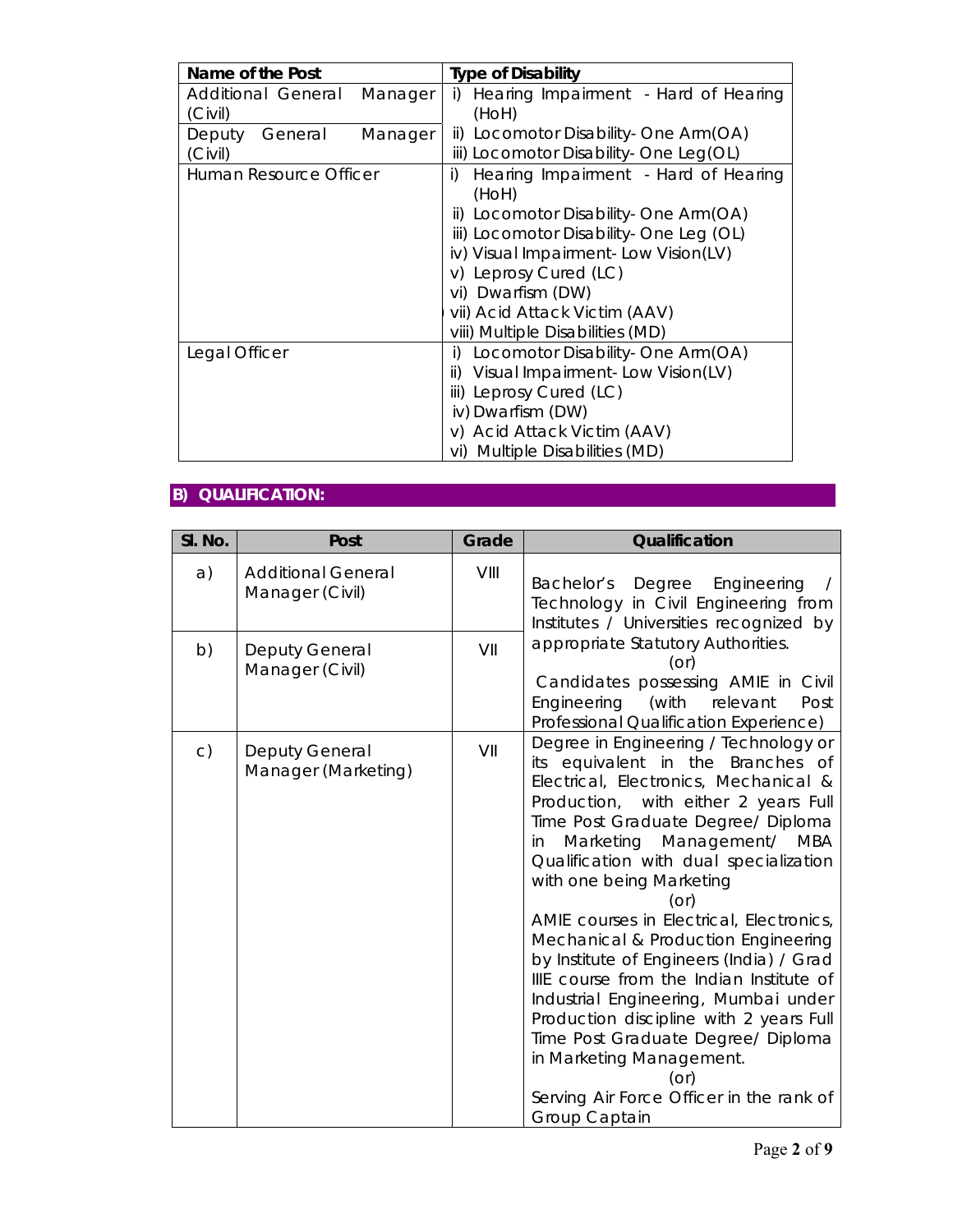| Name of the Post | Type of Disability |
|---|---|
| Additional General Manager (Civil)<br>Deputy General Manager (Civil) | i) Hearing Impairment - Hard of Hearing (HoH)<br>ii) Locomotor Disability- One Arm(OA)<br>iii) Locomotor Disability- One Leg(OL) |
| Human Resource Officer | i) Hearing Impairment - Hard of Hearing (HoH)<br>ii) Locomotor Disability- One Arm(OA)<br>iii) Locomotor Disability- One Leg (OL)<br>iv) Visual Impairment- Low Vision(LV)<br>v) Leprosy Cured (LC)<br>vi) Dwarfism (DW)<br>vii) Acid Attack Victim (AAV)<br>viii) Multiple Disabilities (MD) |
| Legal Officer | i) Locomotor Disability- One Arm(OA)<br>ii) Visual Impairment- Low Vision(LV)<br>iii) Leprosy Cured (LC)<br>iv) Dwarfism (DW)<br>v) Acid Attack Victim (AAV)<br>vi) Multiple Disabilities (MD) |

## B) QUALIFICATION:

| Sl. No. | Post | Grade | Qualification |
|---|---|---|---|
| a) | Additional General Manager (Civil) | VIII | Bachelor's Degree Engineering / Technology in Civil Engineering from Institutes / Universities recognized by appropriate Statutory Authorities.<br>(or)<br>Candidates possessing AMIE in Civil Engineering (with relevant Post Professional Qualification Experience) |
| b) | Deputy General Manager (Civil) | VII | |
| c) | Deputy General Manager (Marketing) | VII | Degree in Engineering / Technology or its equivalent in the Branches of Electrical, Electronics, Mechanical & Production, with either 2 years Full Time Post Graduate Degree/ Diploma in Marketing Management/ MBA Qualification with dual specialization with one being Marketing<br>(or)<br>AMIE courses in Electrical, Electronics, Mechanical & Production Engineering by Institute of Engineers (India) / Grad IIIE course from the Indian Institute of Industrial Engineering, Mumbai under Production discipline with 2 years Full Time Post Graduate Degree/ Diploma in Marketing Management.<br>(or)<br>Serving Air Force Officer in the rank of Group Captain |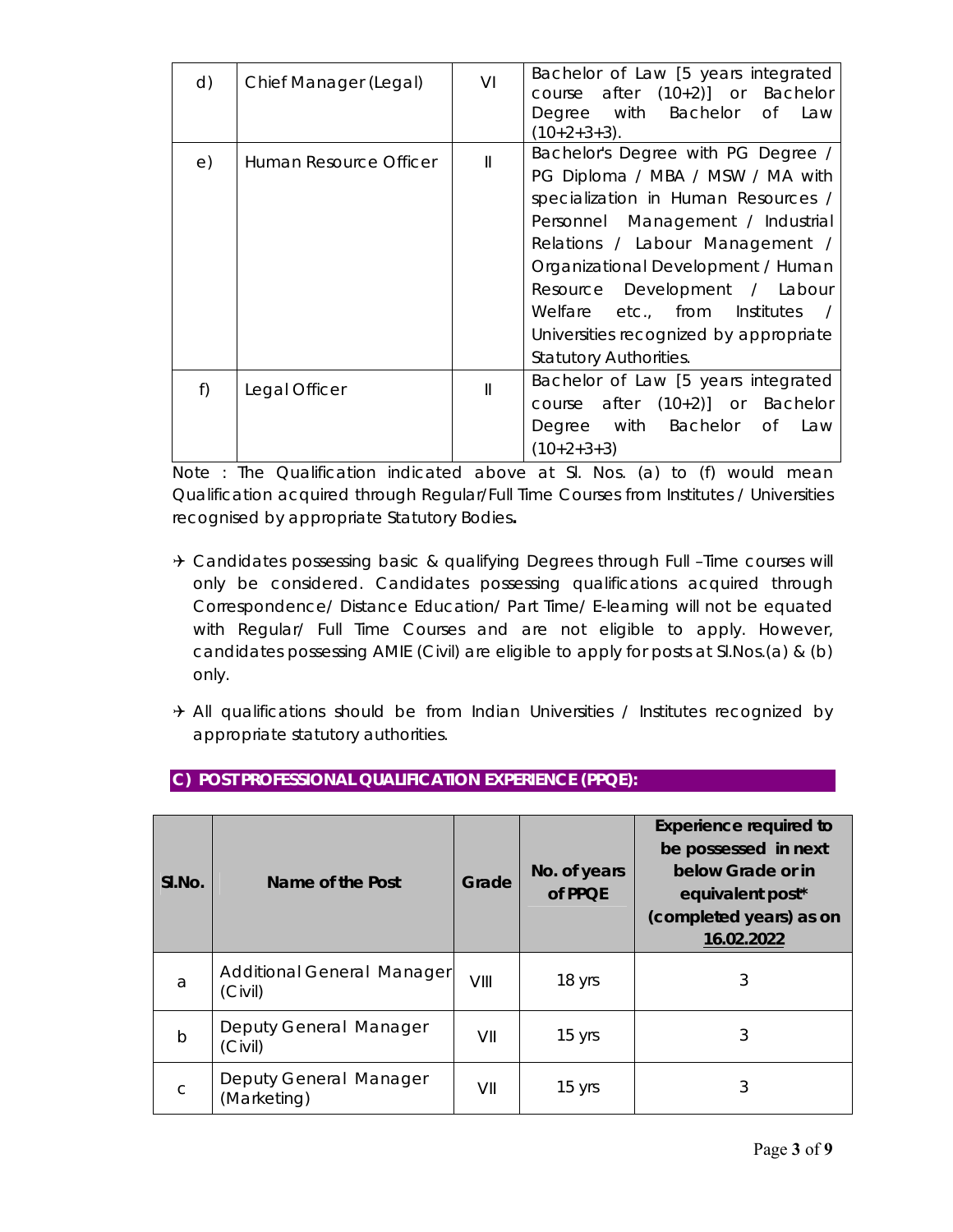| d) | Chief Manager (Legal) | VI | Bachelor of Law [5 years integrated course after (10+2)] or Bachelor Degree with Bachelor of Law (10+2+3+3). |
|---|---|---|---|
| e) | Human Resource Officer | II | Bachelor's Degree with PG Degree / PG Diploma / MBA / MSW / MA with specialization in Human Resources / Personnel Management / Industrial Relations / Labour Management / Organizational Development / Human Resource Development / Labour Welfare etc., from Institutes / Universities recognized by appropriate Statutory Authorities. |
| f) | Legal Officer | II | Bachelor of Law [5 years integrated course after (10+2)] or Bachelor Degree with Bachelor of Law (10+2+3+3) |

Note : The Qualification indicated above at Sl. Nos. (a) to (f) would mean Qualification acquired through Regular/Full Time Courses from Institutes / Universities recognised by appropriate Statutory Bodies**.**

- Candidates possessing basic & qualifying Degrees through Full –Time courses will only be considered. Candidates possessing qualifications acquired through Correspondence/ Distance Education/ Part Time/ E-learning will not be equated with Regular/ Full Time Courses and are not eligible to apply. However, candidates possessing AMIE (Civil) are eligible to apply for posts at Sl.Nos.(a) & (b) only.
- All qualifications should be from Indian Universities / Institutes recognized by appropriate statutory authorities.

## C) POST PROFESSIONAL QUALIFICATION EXPERIENCE (PPQE):

| Sl.No. | Name of the Post | Grade | No. of years of PPQE | Experience required to be possessed in next below Grade or in equivalent post* (completed years) as on 16.02.2022 |
|---|---|---|---|---|
| a | Additional General Manager (Civil) | VIII | 18 yrs | 3 |
| b | Deputy General Manager (Civil) | VII | 15 yrs | 3 |
| c | Deputy General Manager (Marketing) | VII | 15 yrs | 3 |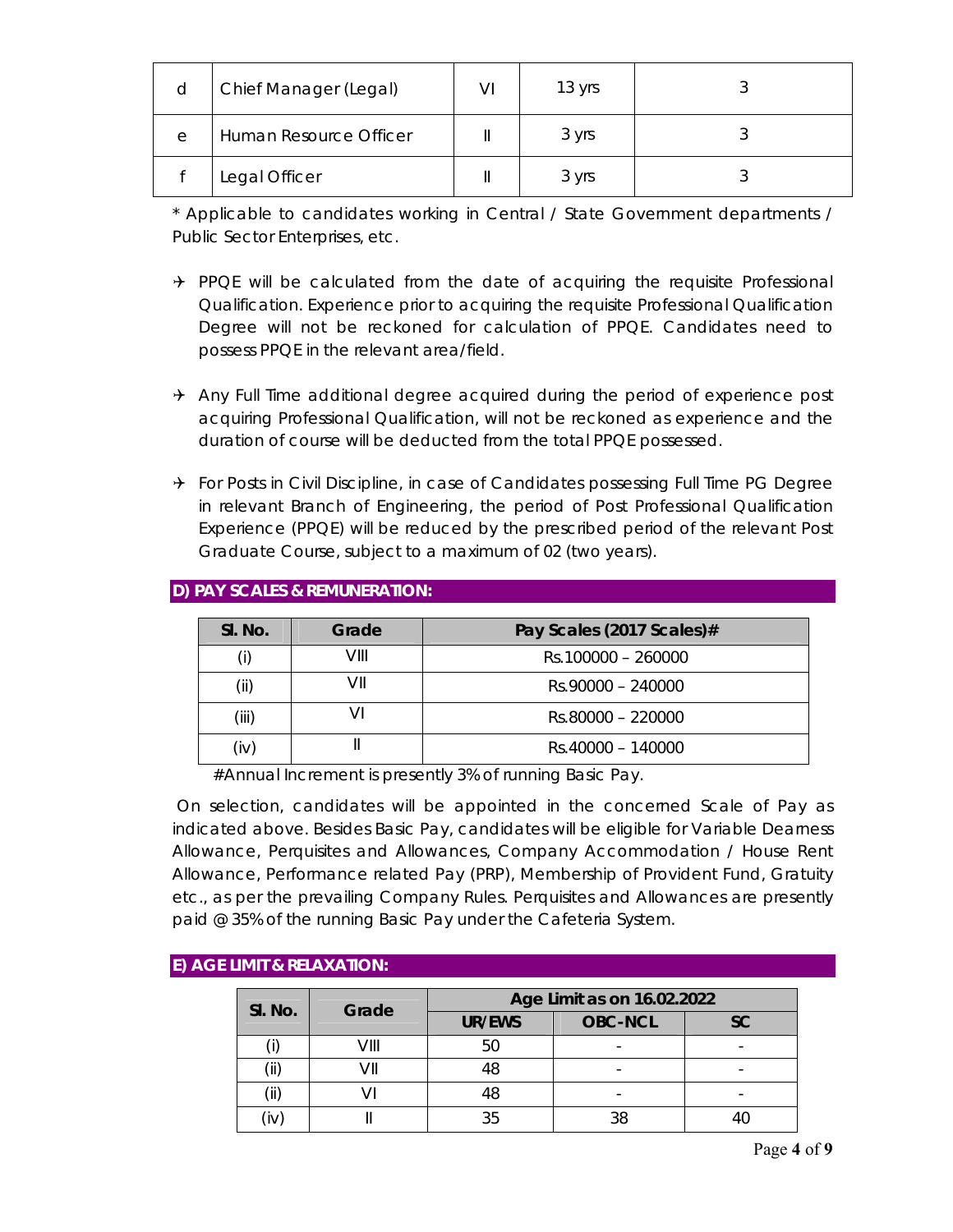| d | Chief Manager (Legal) | VI | 13 yrs | 3 |
|---|---|---|---|---|
| e | Human Resource Officer | II | 3 yrs | 3 |
| f | Legal Officer | II | 3 yrs | 3 |

* Applicable to candidates working in Central / State Government departments / Public Sector Enterprises, etc.

- ✈ PPQE will be calculated from the date of acquiring the requisite Professional Qualification. Experience prior to acquiring the requisite Professional Qualification Degree will not be reckoned for calculation of PPQE. Candidates need to possess PPQE in the relevant area/field.

- ✈ Any Full Time additional degree acquired during the period of experience post acquiring Professional Qualification, will not be reckoned as experience and the duration of course will be deducted from the total PPQE possessed.

- ✈ For Posts in Civil Discipline, in case of Candidates possessing Full Time PG Degree in relevant Branch of Engineering, the period of Post Professional Qualification Experience (PPQE) will be reduced by the prescribed period of the relevant Post Graduate Course, subject to a maximum of 02 (two years).

## D) PAY SCALES & REMUNERATION:

| Sl. No. | Grade | Pay Scales (2017 Scales)# |
|---|---|---|
| (i) | VIII | Rs.100000 – 260000 |
| (ii) | VII | Rs.90000 – 240000 |
| (iii) | VI | Rs.80000 – 220000 |
| (iv) | II | Rs.40000 – 140000 |

#Annual Increment is presently 3% of running Basic Pay.

On selection, candidates will be appointed in the concerned Scale of Pay as indicated above. Besides Basic Pay, candidates will be eligible for Variable Dearness Allowance, Perquisites and Allowances, Company Accommodation / House Rent Allowance, Performance related Pay (PRP), Membership of Provident Fund, Gratuity etc., as per the prevailing Company Rules. Perquisites and Allowances are presently paid @ 35% of the running Basic Pay under the Cafeteria System.

## E) AGE LIMIT & RELAXATION:

| Sl. No. | Grade | Age Limit as on 16.02.2022 | | |
|---|---|---|---|---|
| | | UR/EWS | OBC-NCL | SC |
| (i) | VIII | 50 | - | - |
| (ii) | VII | 48 | - | - |
| (ii) | VI | 48 | - | - |
| (iv) | II | 35 | 38 | 40 |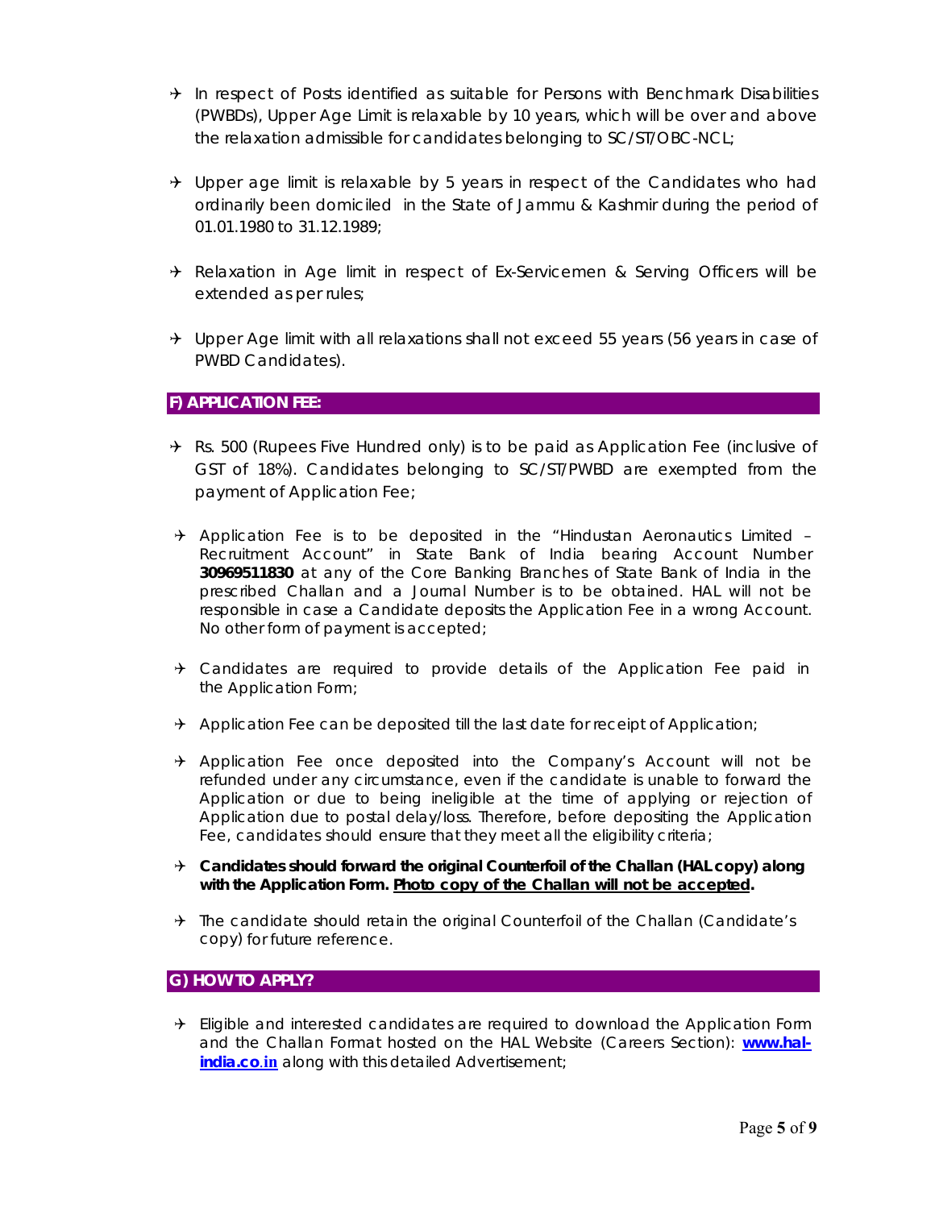- In respect of Posts identified as suitable for Persons with Benchmark Disabilities (PWBDs), Upper Age Limit is relaxable by 10 years, which will be over and above the relaxation admissible for candidates belonging to SC/ST/OBC-NCL;

- Upper age limit is relaxable by 5 years in respect of the Candidates who had ordinarily been domiciled in the State of Jammu & Kashmir during the period of 01.01.1980 to 31.12.1989;

- Relaxation in Age limit in respect of Ex-Servicemen & Serving Officers will be extended as per rules;

- Upper Age limit with all relaxations shall not exceed 55 years (56 years in case of PWBD Candidates).

## F) APPLICATION FEE:

- Rs. 500 (Rupees Five Hundred only) is to be paid as Application Fee (inclusive of GST of 18%). Candidates belonging to SC/ST/PWBD are exempted from the payment of Application Fee;

- Application Fee is to be deposited in the "Hindustan Aeronautics Limited – Recruitment Account" in State Bank of India bearing Account Number **30969511830** at any of the Core Banking Branches of State Bank of India in the prescribed Challan and a Journal Number is to be obtained. HAL will not be responsible in case a Candidate deposits the Application Fee in a wrong Account. No other form of payment is accepted;

- Candidates are required to provide details of the Application Fee paid in the Application Form;

- Application Fee can be deposited till the last date for receipt of Application;

- Application Fee once deposited into the Company's Account will not be refunded under any circumstance, even if the candidate is unable to forward the Application or due to being ineligible at the time of applying or rejection of Application due to postal delay/loss. Therefore, before depositing the Application Fee, candidates should ensure that they meet all the eligibility criteria;

- **Candidates should forward the original Counterfoil of the Challan (HAL copy) along with the Application Form. <u>Photo copy of the Challan will not be accepted</u>.**

- The candidate should retain the original Counterfoil of the Challan (Candidate's copy) for future reference.

## G) HOW TO APPLY?

- Eligible and interested candidates are required to download the Application Form and the Challan Format hosted on the HAL Website (Careers Section): **[www.hal-india.co.in](http://www.hal-india.co.in)** along with this detailed Advertisement;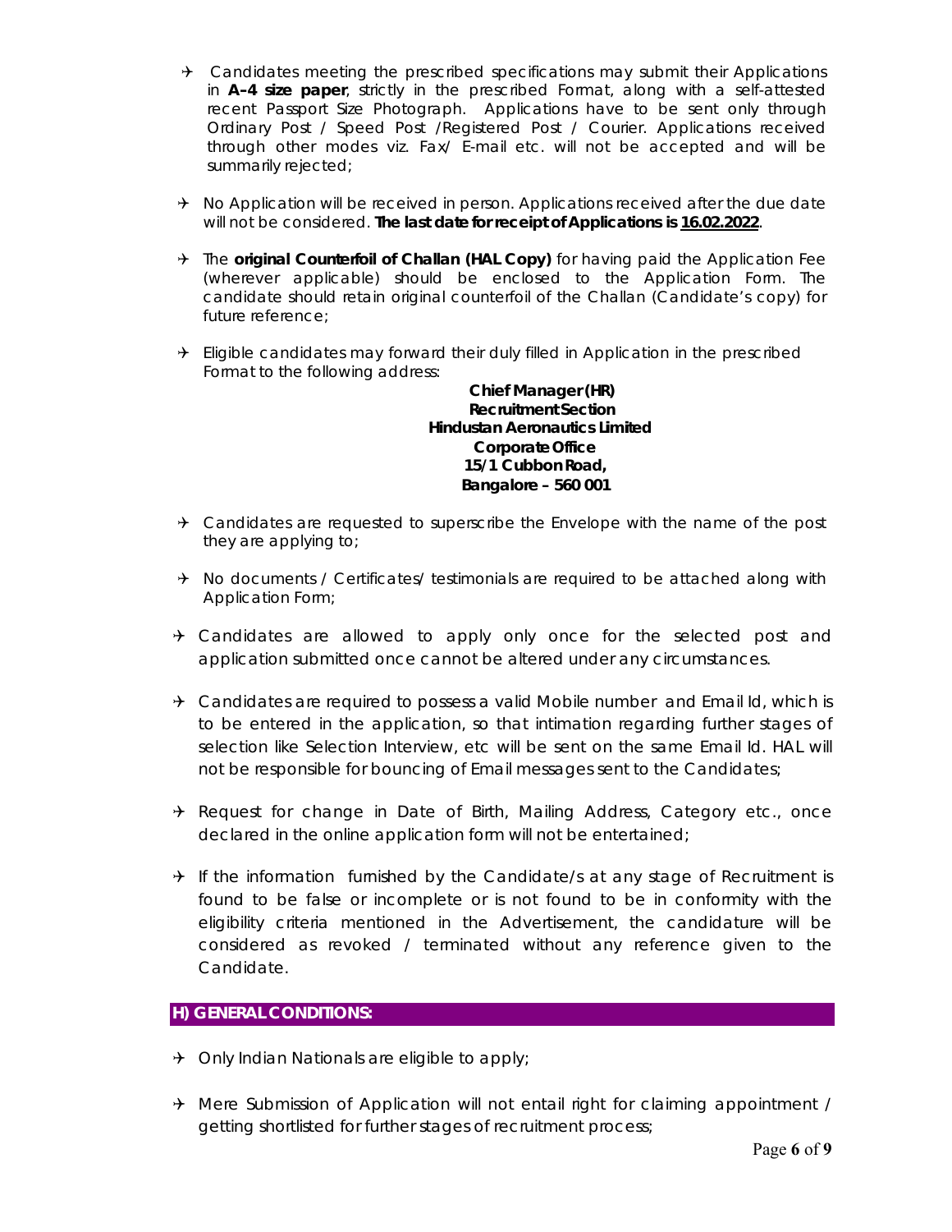- Candidates meeting the prescribed specifications may submit their Applications in **A–4 size paper**, strictly in the prescribed Format, along with a self-attested recent Passport Size Photograph. Applications have to be sent only through Ordinary Post / Speed Post /Registered Post / Courier. Applications received through other modes viz. Fax/ E-mail etc. will not be accepted and will be summarily rejected;

- No Application will be received in person. Applications received after the due date will not be considered. **The last date for receipt of Applications is 16.02.2022**.

- The **original Counterfoil of Challan (HAL Copy)** for having paid the Application Fee (wherever applicable) should be enclosed to the Application Form. The candidate should retain original counterfoil of the Challan (Candidate's copy) for future reference;

- Eligible candidates may forward their duly filled in Application in the prescribed Format to the following address:

  **Chief Manager (HR)**
  **Recruitment Section**
  **Hindustan Aeronautics Limited**
  **Corporate Office**
  **15/1 Cubbon Road,**
  **Bangalore – 560 001**

- Candidates are requested to superscribe the Envelope with the name of the post they are applying to;

- No documents / Certificates/ testimonials are required to be attached along with Application Form;

- Candidates are allowed to apply only once for the selected post and application submitted once cannot be altered under any circumstances.

- Candidates are required to possess a valid Mobile number and Email Id, which is to be entered in the application, so that intimation regarding further stages of selection like Selection Interview, etc will be sent on the same Email Id. HAL will not be responsible for bouncing of Email messages sent to the Candidates;

- Request for change in Date of Birth, Mailing Address, Category etc., once declared in the online application form will not be entertained;

- If the information furnished by the Candidate/s at any stage of Recruitment is found to be false or incomplete or is not found to be in conformity with the eligibility criteria mentioned in the Advertisement, the candidature will be considered as revoked / terminated without any reference given to the Candidate.

## H) GENERAL CONDITIONS:

- Only Indian Nationals are eligible to apply;

- Mere Submission of Application will not entail right for claiming appointment / getting shortlisted for further stages of recruitment process;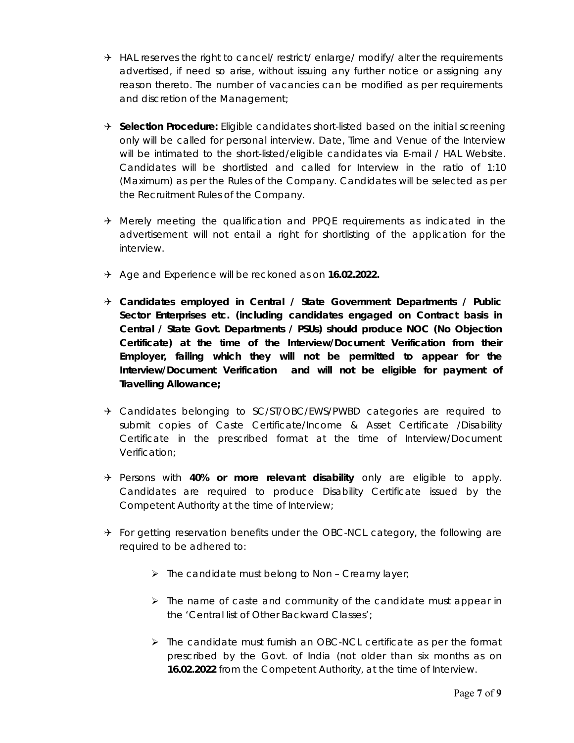- HAL reserves the right to cancel/ restrict/ enlarge/ modify/ alter the requirements advertised, if need so arise, without issuing any further notice or assigning any reason thereto. The number of vacancies can be modified as per requirements and discretion of the Management;

- **Selection Procedure:** Eligible candidates short-listed based on the initial screening only will be called for personal interview. Date, Time and Venue of the Interview will be intimated to the short-listed/eligible candidates via E-mail / HAL Website. Candidates will be shortlisted and called for Interview in the ratio of 1:10 (Maximum) as per the Rules of the Company. Candidates will be selected as per the Recruitment Rules of the Company.

- Merely meeting the qualification and PPQE requirements as indicated in the advertisement will not entail a right for shortlisting of the application for the interview.

- Age and Experience will be reckoned as on **16.02.2022.**

- **Candidates employed in Central / State Government Departments / Public Sector Enterprises etc. (including candidates engaged on Contract basis in Central / State Govt. Departments / PSUs) should produce NOC (No Objection Certificate) at the time of the Interview/Document Verification from their Employer, failing which they will not be permitted to appear for the Interview/Document Verification and will not be eligible for payment of Travelling Allowance;**

- Candidates belonging to SC/ST/OBC/EWS/PWBD categories are required to submit copies of Caste Certificate/Income & Asset Certificate /Disability Certificate in the prescribed format at the time of Interview/Document Verification;

- Persons with **40% or more relevant disability** only are eligible to apply. Candidates are required to produce Disability Certificate issued by the Competent Authority at the time of Interview;

- For getting reservation benefits under the OBC-NCL category, the following are required to be adhered to:

    - The candidate must belong to Non – Creamy layer;

    - The name of caste and community of the candidate must appear in the 'Central list of Other Backward Classes';

    - The candidate must furnish an OBC-NCL certificate as per the format prescribed by the Govt. of India (not older than six months as on **16.02.2022** from the Competent Authority, at the time of Interview.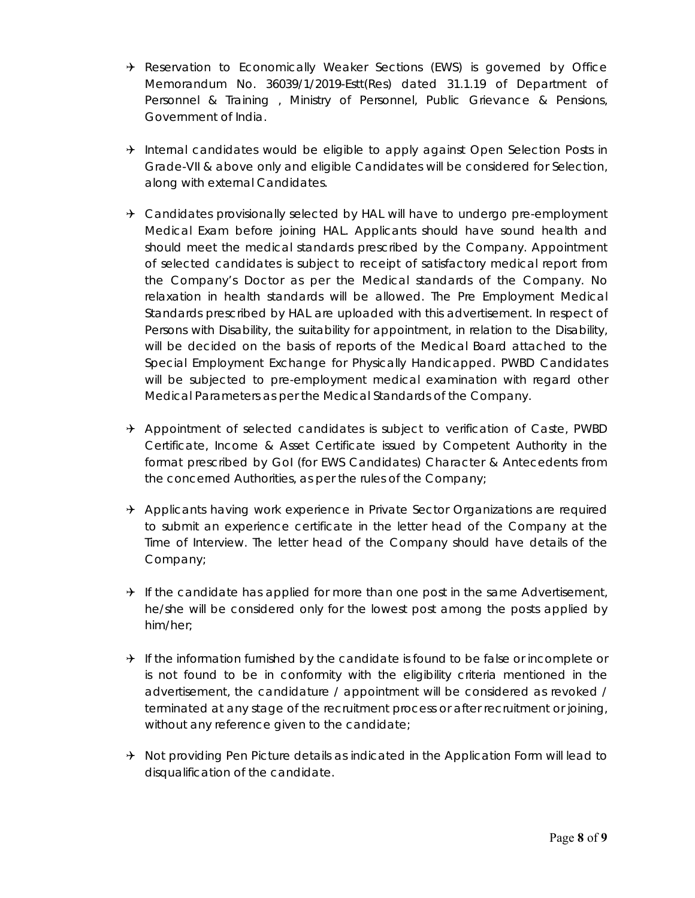- Reservation to Economically Weaker Sections (EWS) is governed by Office Memorandum No. 36039/1/2019-Estt(Res) dated 31.1.19 of Department of Personnel & Training , Ministry of Personnel, Public Grievance & Pensions, Government of India.

- Internal candidates would be eligible to apply against Open Selection Posts in Grade-VII & above only and eligible Candidates will be considered for Selection, along with external Candidates.

- Candidates provisionally selected by HAL will have to undergo pre-employment Medical Exam before joining HAL. Applicants should have sound health and should meet the medical standards prescribed by the Company. Appointment of selected candidates is subject to receipt of satisfactory medical report from the Company's Doctor as per the Medical standards of the Company. No relaxation in health standards will be allowed. The Pre Employment Medical Standards prescribed by HAL are uploaded with this advertisement. In respect of Persons with Disability, the suitability for appointment, in relation to the Disability, will be decided on the basis of reports of the Medical Board attached to the Special Employment Exchange for Physically Handicapped. PWBD Candidates will be subjected to pre-employment medical examination with regard other Medical Parameters as per the Medical Standards of the Company.

- Appointment of selected candidates is subject to verification of Caste, PWBD Certificate, Income & Asset Certificate issued by Competent Authority in the format prescribed by GoI (for EWS Candidates) Character & Antecedents from the concerned Authorities, as per the rules of the Company;

- Applicants having work experience in Private Sector Organizations are required to submit an experience certificate in the letter head of the Company at the Time of Interview. The letter head of the Company should have details of the Company;

- If the candidate has applied for more than one post in the same Advertisement, he/she will be considered only for the lowest post among the posts applied by him/her;

- If the information furnished by the candidate is found to be false or incomplete or is not found to be in conformity with the eligibility criteria mentioned in the advertisement, the candidature / appointment will be considered as revoked / terminated at any stage of the recruitment process or after recruitment or joining, without any reference given to the candidate;

- Not providing Pen Picture details as indicated in the Application Form will lead to disqualification of the candidate.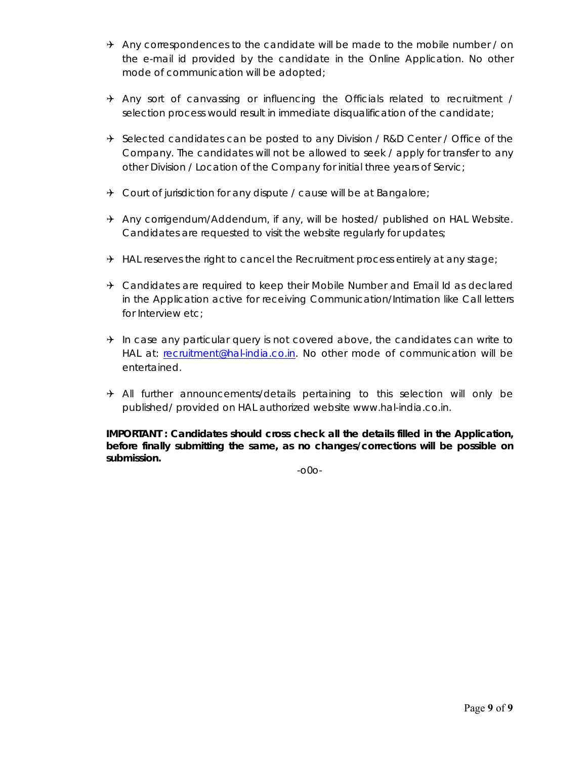- Any correspondences to the candidate will be made to the mobile number / on the e-mail id provided by the candidate in the Online Application. No other mode of communication will be adopted;

- Any sort of canvassing or influencing the Officials related to recruitment / selection process would result in immediate disqualification of the candidate;

- Selected candidates can be posted to any Division / R&D Center / Office of the Company. The candidates will not be allowed to seek / apply for transfer to any other Division / Location of the Company for initial three years of Servic;

- Court of jurisdiction for any dispute / cause will be at Bangalore;

- Any corrigendum/Addendum, if any, will be hosted/ published on HAL Website. Candidates are requested to visit the website regularly for updates;

- HAL reserves the right to cancel the Recruitment process entirely at any stage;

- Candidates are required to keep their Mobile Number and Email Id as declared in the Application active for receiving Communication/Intimation like Call letters for Interview etc;

- In case any particular query is not covered above, the candidates can write to HAL at: recruitment@hal-india.co.in. No other mode of communication will be entertained.

- All further announcements/details pertaining to this selection will only be published/ provided on HAL authorized website www.hal-india.co.in.

**IMPORTANT : Candidates should cross check all the details filled in the Application, before finally submitting the same, as no changes/corrections will be possible on submission.**

-o0o-